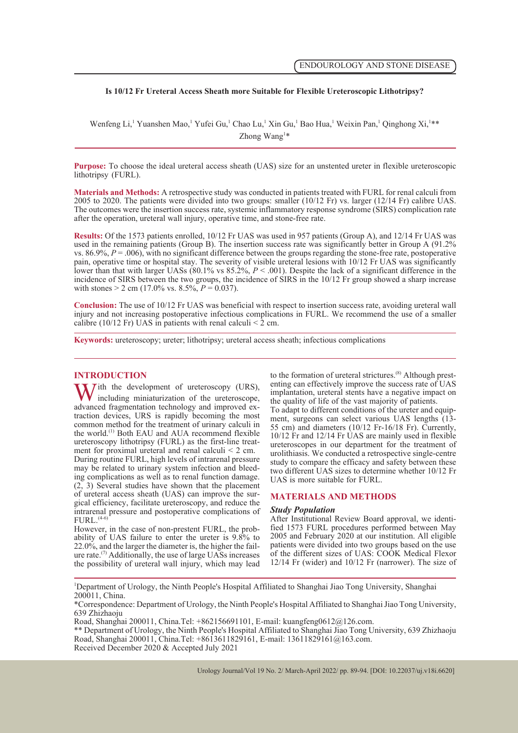ENDOUROLOGY AND STONE DISEASE

# Is 10/12 Fr Ureteral Access Sheath more Suitable for Flexible Ureteroscopic Lithotripsy?

Wenfeng Li,[1] Yuanshen Mao,[1] Yufei Gu,[1] Chao Lu,[1] Xin Gu,[1] Bao Hua,[1] Weixin Pan,[1] Qinghong Xi,[1]** Zhong Wang[1]*

**Purpose:** To choose the ideal ureteral access sheath (UAS) size for an unstented ureter in flexible ureteroscopic lithotripsy (FURL).

**Materials and Methods:** A retrospective study was conducted in patients treated with FURL for renal calculi from 2005 to 2020. The patients were divided into two groups: smaller (10/12 Fr) vs. larger (12/14 Fr) calibre UAS. The outcomes were the insertion success rate, systemic inflammatory response syndrome (SIRS) complication rate after the operation, ureteral wall injury, operative time, and stone-free rate.

**Results:** Of the 1573 patients enrolled, 10/12 Fr UAS was used in 957 patients (Group A), and 12/14 Fr UAS was used in the remaining patients (Group B). The insertion success rate was significantly better in Group A (91.2% vs. 86.9%, $P = .006$), with no significant difference between the groups regarding the stone-free rate, postoperative pain, operative time or hospital stay. The severity of visible ureteral lesions with 10/12 Fr UAS was significantly lower than that with larger UASs (80.1% vs 85.2%, $P < .001$). Despite the lack of a significant difference in the incidence of SIRS between the two groups, the incidence of SIRS in the 10/12 Fr group showed a sharp increase with stones > 2 cm (17.0% vs. 8.5%, $P = 0.037$).

**Conclusion:** The use of 10/12 Fr UAS was beneficial with respect to insertion success rate, avoiding ureteral wall injury and not increasing postoperative infectious complications in FURL. We recommend the use of a smaller calibre (10/12 Fr) UAS in patients with renal calculi < 2 cm.

**Keywords:** ureteroscopy; ureter; lithotripsy; ureteral access sheath; infectious complications

## INTRODUCTION

With the development of ureteroscopy (URS), including miniaturization of the ureteroscope, advanced fragmentation technology and improved extraction devices, URS is rapidly becoming the most common method for the treatment of urinary calculi in the world.[1] Both EAU and AUA recommend flexible ureteroscopy lithotripsy (FURL) as the first-line treatment for proximal ureteral and renal calculi < 2 cm.

During routine FURL, high levels of intrarenal pressure may be related to urinary system infection and bleeding complications as well as to renal function damage. (2, 3) Several studies have shown that the placement of ureteral access sheath (UAS) can improve the surgical efficiency, facilitate ureteroscopy, and reduce the intrarenal pressure and postoperative complications of FURL.[4-6]

However, in the case of non-prestent FURL, the probability of UAS failure to enter the ureter is 9.8% to 22.0%, and the larger the diameter is, the higher the failure rate.[7] Additionally, the use of large UASs increases the possibility of ureteral wall injury, which may lead to the formation of ureteral strictures.[8] Although prestenting can effectively improve the success rate of UAS implantation, ureteral stents have a negative impact on the quality of life of the vast majority of patients.

To adapt to different conditions of the ureter and equipment, surgeons can select various UAS lengths (13-55 cm) and diameters (10/12 Fr-16/18 Fr). Currently, 10/12 Fr and 12/14 Fr UAS are mainly used in flexible ureteroscopes in our department for the treatment of urolithiasis. We conducted a retrospective single-centre study to compare the efficacy and safety between these two different UAS sizes to determine whether 10/12 Fr UAS is more suitable for FURL.

## MATERIALS AND METHODS

### *Study Population*

After Institutional Review Board approval, we identified 1573 FURL procedures performed between May 2005 and February 2020 at our institution. All eligible patients were divided into two groups based on the use of the different sizes of UAS: COOK Medical Flexor 12/14 Fr (wider) and 10/12 Fr (narrower). The size of

[1]Department of Urology, the Ninth People's Hospital Affiliated to Shanghai Jiao Tong University, Shanghai 200011, China.

*Correspondence: Department of Urology, the Ninth People's Hospital Affiliated to Shanghai Jiao Tong University, 639 Zhizhaoju Road, Shanghai 200011, China.Tel: +862156691101, E-mail: kuangfeng0612@126.com.

** Department of Urology, the Ninth People's Hospital Affiliated to Shanghai Jiao Tong University, 639 Zhizhaoju Road, Shanghai 200011, China.Tel: +8613611829161, E-mail: 13611829161@163.com.

Received December 2020 & Accepted July 2021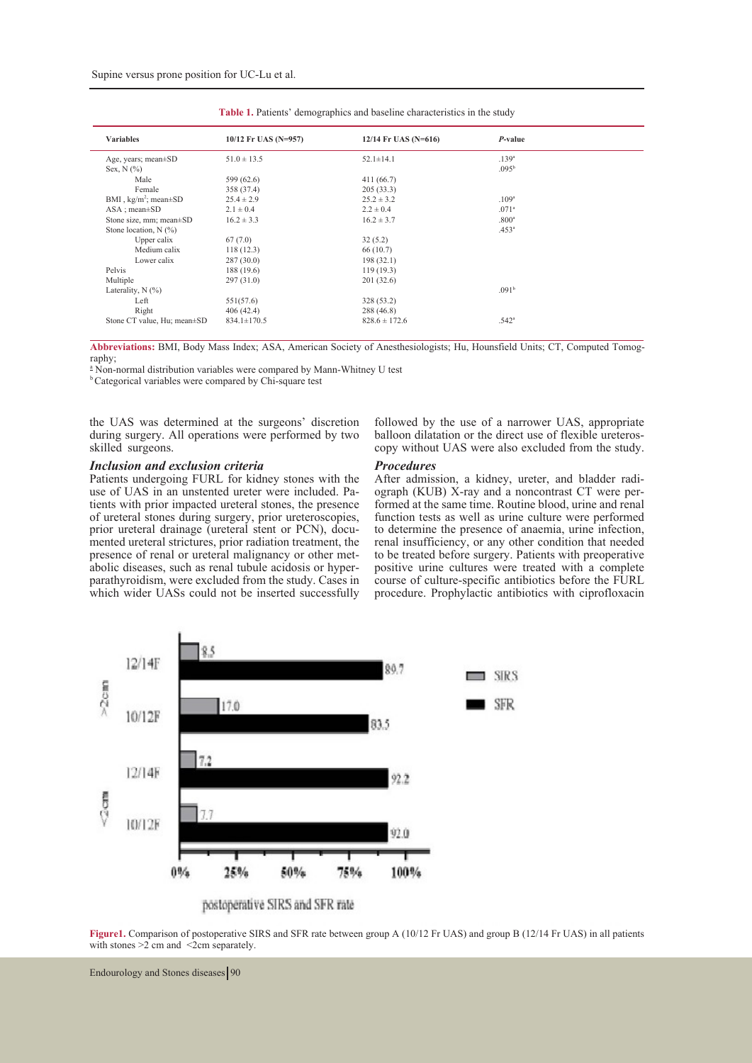**Table 1.** Patients' demographics and baseline characteristics in the study

| Variables | 10/12 Fr UAS (N=957) | 12/14 Fr UAS (N=616) | *P*-value |
|---|---|---|---|
| Age, years; mean±SD | 51.0 ± 13.5 | 52.1±14.1 | .139[a] |
| Sex, N (%) | | | .095[b] |
| Male | 599 (62.6) | 411 (66.7) | |
| Female | 358 (37.4) | 205 (33.3) | |
| BMI , kg/m$^2$; mean±SD | 25.4 ± 2.9 | 25.2 ± 3.2 | .109[a] |
| ASA ; mean±SD | 2.1 ± 0.4 | 2.2 ± 0.4 | .071[a] |
| Stone size, mm; mean±SD | 16.2 ± 3.3 | 16.2 ± 3.7 | .800[a] |
| Stone location, N (%) | | | .453[a] |
| Upper calix | 67 (7.0) | 32 (5.2) | |
| Medium calix | 118 (12.3) | 66 (10.7) | |
| Lower calix | 287 (30.0) | 198 (32.1) | |
| Pelvis | 188 (19.6) | 119 (19.3) | |
| Multiple | 297 (31.0) | 201 (32.6) | |
| Laterality, N (%) | | | .091[b] |
| Left | 551(57.6) | 328 (53.2) | |
| Right | 406 (42.4) | 288 (46.8) | |
| Stone CT value, Hu; mean±SD | 834.1±170.5 | 828.6 ± 172.6 | .542[a] |

**Abbreviations:** BMI, Body Mass Index; ASA, American Society of Anesthesiologists; Hu, Hounsfield Units; CT, Computed Tomography;
[a] Non-normal distribution variables were compared by Mann-Whitney U test
[b] Categorical variables were compared by Chi-square test

the UAS was determined at the surgeons' discretion during surgery. All operations were performed by two skilled surgeons.

### *Inclusion and exclusion criteria*

Patients undergoing FURL for kidney stones with the use of UAS in an unstented ureter were included. Patients with prior impacted ureteral stones, the presence of ureteral stones during surgery, prior ureteroscopies, prior ureteral drainage (ureteral stent or PCN), documented ureteral strictures, prior radiation treatment, the presence of renal or ureteral malignancy or other metabolic diseases, such as renal tubule acidosis or hyperparathyroidism, were excluded from the study. Cases in which wider UASs could not be inserted successfully followed by the use of a narrower UAS, appropriate balloon dilatation or the direct use of flexible ureteroscopy without UAS were also excluded from the study.

### *Procedures*

After admission, a kidney, ureter, and bladder radiograph (KUB) X-ray and a noncontrast CT were performed at the same time. Routine blood, urine and renal function tests as well as urine culture were performed to determine the presence of anaemia, urine infection, renal insufficiency, or any other condition that needed to be treated before surgery. Patients with preoperative positive urine cultures were treated with a complete course of culture-specific antibiotics before the FURL procedure. Prophylactic antibiotics with ciprofloxacin

**Figure1.** Comparison of postoperative SIRS and SFR rate between group A (10/12 Fr UAS) and group B (12/14 Fr UAS) in all patients with stones >2 cm and <2cm separately.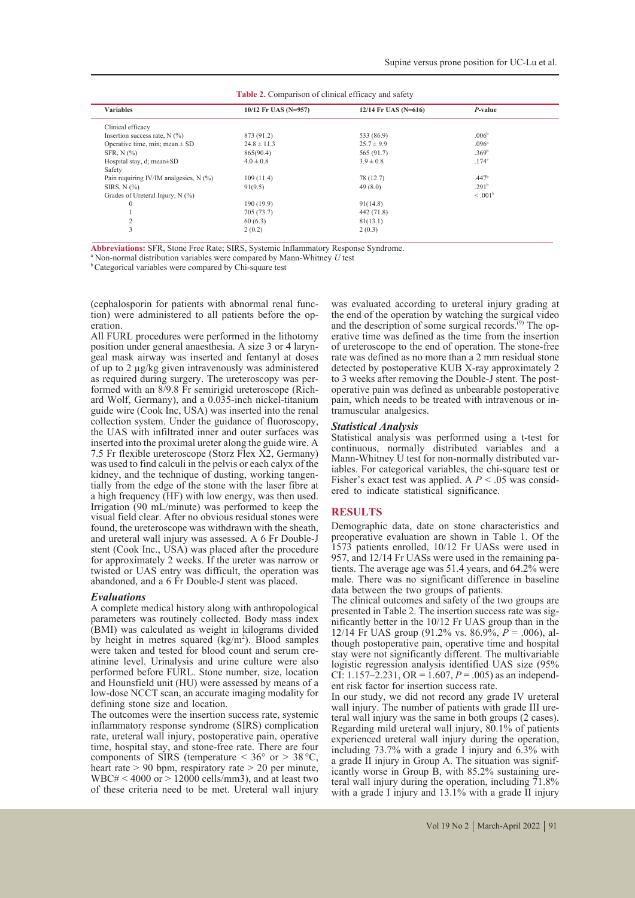**Table 2.** Comparison of clinical efficacy and safety

| Variables | 10/12 Fr UAS (N=957) | 12/14 Fr UAS (N=616) | *P*-value |
|---|---|---|---|
| Clinical efficacy | | | |
| Insertion success rate, N (%) | 873 (91.2) | 533 (86.9) | .006[b] |
| Operative time, min; mean ± SD | 24.8 ± 11.3 | 25.7 ± 9.9 | .096[a] |
| SFR, N (%) | 865(90.4) | 565 (91.7) | .369[b] |
| Hospital stay, d; mean±SD | 4.0 ± 0.8 | 3.9 ± 0.8 | .174[a] |
| Safety | | | |
| Pain requiring IV/IM analgesics, N (%) | 109 (11.4) | 78 (12.7) | .447[b] |
| SIRS, N (%) | 91(9.5) | 49 (8.0) | .291[b] |
| Grades of Ureteral Injury, N (%) | | | < .001[b] |
| 0 | 190 (19.9) | 91(14.8) | |
| 1 | 705 (73.7) | 442 (71.8) | |
| 2 | 60 (6.3) | 81(13.1) | |
| 3 | 2 (0.2) | 2 (0.3) | |

**Abbreviations:** SFR, Stone Free Rate; SIRS, Systemic Inflammatory Response Syndrome.
[a] Non-normal distribution variables were compared by Mann-Whitney *U* test
[b] Categorical variables were compared by Chi-square test

(cephalosporin for patients with abnormal renal function) were administered to all patients before the operation.

All FURL procedures were performed in the lithotomy position under general anaesthesia. A size 3 or 4 laryngeal mask airway was inserted and fentanyl at doses of up to 2 μg/kg given intravenously was administered as required during surgery. The ureteroscopy was performed with an 8/9.8 Fr semirigid ureteroscope (Richard Wolf, Germany), and a 0.035-inch nickel-titanium guide wire (Cook Inc, USA) was inserted into the renal collection system. Under the guidance of fluoroscopy, the UAS with infiltrated inner and outer surfaces was inserted into the proximal ureter along the guide wire. A 7.5 Fr flexible ureteroscope (Storz Flex X2, Germany) was used to find calculi in the pelvis or each calyx of the kidney, and the technique of dusting, working tangentially from the edge of the stone with the laser fibre at a high frequency (HF) with low energy, was then used. Irrigation (90 mL/minute) was performed to keep the visual field clear. After no obvious residual stones were found, the ureteroscope was withdrawn with the sheath, and ureteral wall injury was assessed. A 6 Fr Double-J stent (Cook Inc., USA) was placed after the procedure for approximately 2 weeks. If the ureter was narrow or twisted or UAS entry was difficult, the operation was abandoned, and a 6 Fr Double-J stent was placed.

### *Evaluations*

A complete medical history along with anthropological parameters was routinely collected. Body mass index (BMI) was calculated as weight in kilograms divided by height in metres squared (kg/m$^2$). Blood samples were taken and tested for blood count and serum creatinine level. Urinalysis and urine culture were also performed before FURL. Stone number, size, location and Hounsfield unit (HU) were assessed by means of a low-dose NCCT scan, an accurate imaging modality for defining stone size and location.

The outcomes were the insertion success rate, systemic inflammatory response syndrome (SIRS) complication rate, ureteral wall injury, postoperative pain, operative time, hospital stay, and stone-free rate. There are four components of SIRS (temperature < 36° or > 38 °C, heart rate > 90 bpm, respiratory rate > 20 per minute, WBC# < 4000 or > 12000 cells/mm3), and at least two of these criteria need to be met. Ureteral wall injury was evaluated according to ureteral injury grading at the end of the operation by watching the surgical video and the description of some surgical records.[9] The operative time was defined as the time from the insertion of ureteroscope to the end of operation. The stone-free rate was defined as no more than a 2 mm residual stone detected by postoperative KUB X-ray approximately 2 to 3 weeks after removing the Double-J stent. The postoperative pain was defined as unbearable postoperative pain, which needs to be treated with intravenous or intramuscular analgesics.

### *Statistical Analysis*

Statistical analysis was performed using a t-test for continuous, normally distributed variables and a Mann-Whitney U test for non-normally distributed variables. For categorical variables, the chi-square test or Fisher's exact test was applied. A $P < .05$ was considered to indicate statistical significance.

## RESULTS

Demographic data, date on stone characteristics and preoperative evaluation are shown in Table 1. Of the 1573 patients enrolled, 10/12 Fr UASs were used in 957, and 12/14 Fr UASs were used in the remaining patients. The average age was 51.4 years, and 64.2% were male. There was no significant difference in baseline data between the two groups of patients.

The clinical outcomes and safety of the two groups are presented in Table 2. The insertion success rate was significantly better in the 10/12 Fr UAS group than in the 12/14 Fr UAS group (91.2% vs. 86.9%, $P = .006$), although postoperative pain, operative time and hospital stay were not significantly different. The multivariable logistic regression analysis identified UAS size (95% CI: 1.157–2.231, OR = 1.607, $P = .005$) as an independent risk factor for insertion success rate.

In our study, we did not record any grade IV ureteral wall injury. The number of patients with grade III ureteral wall injury was the same in both groups (2 cases). Regarding mild ureteral wall injury, 80.1% of patients experienced ureteral wall injury during the operation, including 73.7% with a grade I injury and 6.3% with a grade II injury in Group A. The situation was significantly worse in Group B, with 85.2% sustaining ureteral wall injury during the operation, including 71.8% with a grade I injury and 13.1% with a grade II injury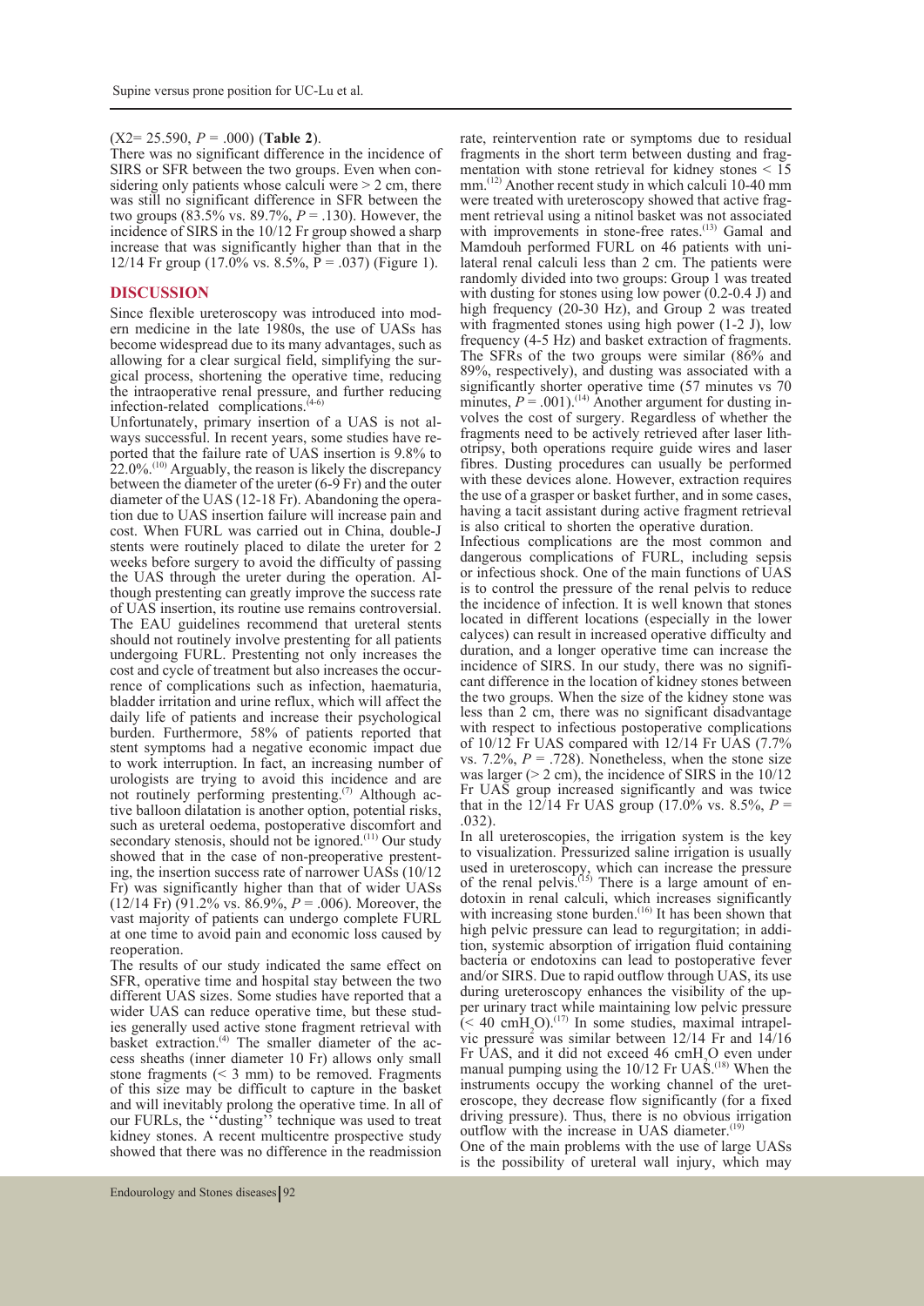($X2= 25.590$, $P = .000$) (**Table 2**).

There was no significant difference in the incidence of SIRS or SFR between the two groups. Even when considering only patients whose calculi were > 2 cm, there was still no significant difference in SFR between the two groups (83.5% vs. 89.7%, $P = .130$). However, the incidence of SIRS in the 10/12 Fr group showed a sharp increase that was significantly higher than that in the 12/14 Fr group (17.0% vs. 8.5%, $P = .037$) (Figure 1).

## DISCUSSION

Since flexible ureteroscopy was introduced into modern medicine in the late 1980s, the use of UASs has become widespread due to its many advantages, such as allowing for a clear surgical field, simplifying the surgical process, shortening the operative time, reducing the intraoperative renal pressure, and further reducing infection-related complications.[4-6]

Unfortunately, primary insertion of a UAS is not always successful. In recent years, some studies have reported that the failure rate of UAS insertion is 9.8% to 22.0%.[10] Arguably, the reason is likely the discrepancy between the diameter of the ureter (6-9 Fr) and the outer diameter of the UAS (12-18 Fr). Abandoning the operation due to UAS insertion failure will increase pain and cost. When FURL was carried out in China, double-J stents were routinely placed to dilate the ureter for 2 weeks before surgery to avoid the difficulty of passing the UAS through the ureter during the operation. Although prestenting can greatly improve the success rate of UAS insertion, its routine use remains controversial. The EAU guidelines recommend that ureteral stents should not routinely involve prestenting for all patients undergoing FURL. Prestenting not only increases the cost and cycle of treatment but also increases the occurrence of complications such as infection, haematuria, bladder irritation and urine reflux, which will affect the daily life of patients and increase their psychological burden. Furthermore, 58% of patients reported that stent symptoms had a negative economic impact due to work interruption. In fact, an increasing number of urologists are trying to avoid this incidence and are not routinely performing prestenting.[7] Although active balloon dilatation is another option, potential risks, such as ureteral oedema, postoperative discomfort and secondary stenosis, should not be ignored.[11] Our study showed that in the case of non-preoperative prestenting, the insertion success rate of narrower UASs (10/12 Fr) was significantly higher than that of wider UASs (12/14 Fr) (91.2% vs. 86.9%, $P = .006$). Moreover, the vast majority of patients can undergo complete FURL at one time to avoid pain and economic loss caused by reoperation.

The results of our study indicated the same effect on SFR, operative time and hospital stay between the two different UAS sizes. Some studies have reported that a wider UAS can reduce operative time, but these studies generally used active stone fragment retrieval with basket extraction.[4] The smaller diameter of the access sheaths (inner diameter 10 Fr) allows only small stone fragments (< 3 mm) to be removed. Fragments of this size may be difficult to capture in the basket and will inevitably prolong the operative time. In all of our FURLs, the ''dusting'' technique was used to treat kidney stones. A recent multicentre prospective study showed that there was no difference in the readmission rate, reintervention rate or symptoms due to residual fragments in the short term between dusting and fragmentation with stone retrieval for kidney stones < 15 mm.[12] Another recent study in which calculi 10-40 mm were treated with ureteroscopy showed that active fragment retrieval using a nitinol basket was not associated with improvements in stone-free rates.[13] Gamal and Mamdouh performed FURL on 46 patients with unilateral renal calculi less than 2 cm. The patients were randomly divided into two groups: Group 1 was treated with dusting for stones using low power (0.2-0.4 J) and high frequency (20-30 Hz), and Group 2 was treated with fragmented stones using high power (1-2 J), low frequency (4-5 Hz) and basket extraction of fragments. The SFRs of the two groups were similar (86% and 89%, respectively), and dusting was associated with a significantly shorter operative time (57 minutes vs 70 minutes, $P = .001$).[14] Another argument for dusting involves the cost of surgery. Regardless of whether the fragments need to be actively retrieved after laser lithotripsy, both operations require guide wires and laser fibres. Dusting procedures can usually be performed with these devices alone. However, extraction requires the use of a grasper or basket further, and in some cases, having a tacit assistant during active fragment retrieval is also critical to shorten the operative duration.

Infectious complications are the most common and dangerous complications of FURL, including sepsis or infectious shock. One of the main functions of UAS is to control the pressure of the renal pelvis to reduce the incidence of infection. It is well known that stones located in different locations (especially in the lower calyces) can result in increased operative difficulty and duration, and a longer operative time can increase the incidence of SIRS. In our study, there was no significant difference in the location of kidney stones between the two groups. When the size of the kidney stone was less than 2 cm, there was no significant disadvantage with respect to infectious postoperative complications of 10/12 Fr UAS compared with 12/14 Fr UAS (7.7% vs. 7.2%, $P = .728$). Nonetheless, when the stone size was larger (> 2 cm), the incidence of SIRS in the 10/12 Fr UAS group increased significantly and was twice that in the 12/14 Fr UAS group (17.0% vs. 8.5%, $P = .032$).

In all ureteroscopies, the irrigation system is the key to visualization. Pressurized saline irrigation is usually used in ureteroscopy, which can increase the pressure of the renal pelvis.[15] There is a large amount of endotoxin in renal calculi, which increases significantly with increasing stone burden.[16] It has been shown that high pelvic pressure can lead to regurgitation; in addition, systemic absorption of irrigation fluid containing bacteria or endotoxins can lead to postoperative fever and/or SIRS. Due to rapid outflow through UAS, its use during ureteroscopy enhances the visibility of the upper urinary tract while maintaining low pelvic pressure (< 40 $cmH_2O$).[17] In some studies, maximal intrapelvic pressure was similar between 12/14 Fr and 14/16 Fr UAS, and it did not exceed 46 $cmH_2O$ even under manual pumping using the 10/12 Fr UAS.[18] When the instruments occupy the working channel of the ureteroscope, they decrease flow significantly (for a fixed driving pressure). Thus, there is no obvious irrigation outflow with the increase in UAS diameter.[19]

One of the main problems with the use of large UASs is the possibility of ureteral wall injury, which may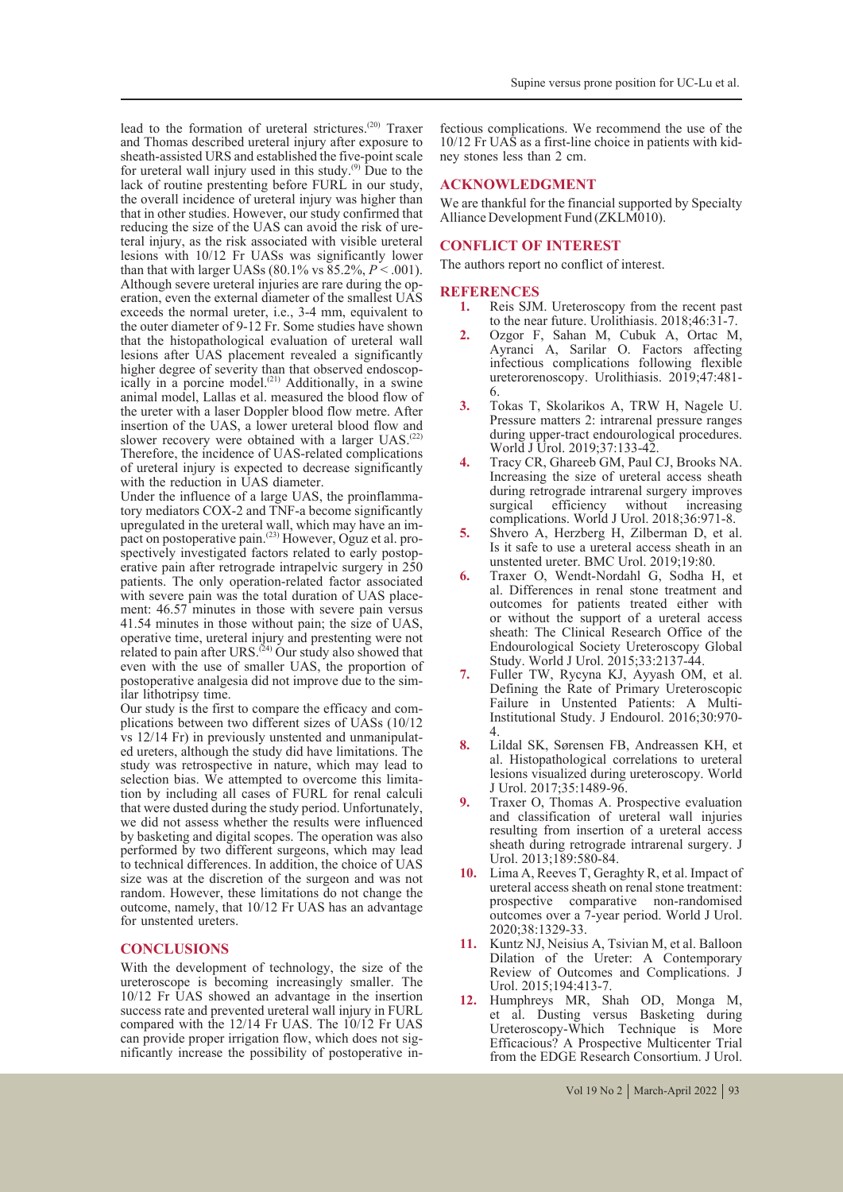lead to the formation of ureteral strictures.[20] Traxer and Thomas described ureteral injury after exposure to sheath-assisted URS and established the five-point scale for ureteral wall injury used in this study.[9] Due to the lack of routine prestenting before FURL in our study, the overall incidence of ureteral injury was higher than that in other studies. However, our study confirmed that reducing the size of the UAS can avoid the risk of ureteral injury, as the risk associated with visible ureteral lesions with 10/12 Fr UASs was significantly lower than that with larger UASs (80.1% vs 85.2%, $P < .001$). Although severe ureteral injuries are rare during the operation, even the external diameter of the smallest UAS exceeds the normal ureter, i.e., 3-4 mm, equivalent to the outer diameter of 9-12 Fr. Some studies have shown that the histopathological evaluation of ureteral wall lesions after UAS placement revealed a significantly higher degree of severity than that observed endoscopically in a porcine model.[21] Additionally, in a swine animal model, Lallas et al. measured the blood flow of the ureter with a laser Doppler blood flow metre. After insertion of the UAS, a lower ureteral blood flow and slower recovery were obtained with a larger UAS.[22] Therefore, the incidence of UAS-related complications of ureteral injury is expected to decrease significantly with the reduction in UAS diameter.

Under the influence of a large UAS, the proinflammatory mediators COX-2 and TNF-a become significantly upregulated in the ureteral wall, which may have an impact on postoperative pain.[23] However, Oguz et al. prospectively investigated factors related to early postoperative pain after retrograde intrapelvic surgery in 250 patients. The only operation-related factor associated with severe pain was the total duration of UAS placement: 46.57 minutes in those with severe pain versus 41.54 minutes in those without pain; the size of UAS, operative time, ureteral injury and prestenting were not related to pain after URS.[24] Our study also showed that even with the use of smaller UAS, the proportion of postoperative analgesia did not improve due to the similar lithotripsy time.

Our study is the first to compare the efficacy and complications between two different sizes of UASs (10/12 vs 12/14 Fr) in previously unstented and unmanipulated ureters, although the study did have limitations. The study was retrospective in nature, which may lead to selection bias. We attempted to overcome this limitation by including all cases of FURL for renal calculi that were dusted during the study period. Unfortunately, we did not assess whether the results were influenced by basketing and digital scopes. The operation was also performed by two different surgeons, which may lead to technical differences. In addition, the choice of UAS size was at the discretion of the surgeon and was not random. However, these limitations do not change the outcome, namely, that 10/12 Fr UAS has an advantage for unstented ureters.

## CONCLUSIONS

With the development of technology, the size of the ureteroscope is becoming increasingly smaller. The 10/12 Fr UAS showed an advantage in the insertion success rate and prevented ureteral wall injury in FURL compared with the 12/14 Fr UAS. The 10/12 Fr UAS can provide proper irrigation flow, which does not significantly increase the possibility of postoperative infectious complications. We recommend the use of the 10/12 Fr UAS as a first-line choice in patients with kidney stones less than 2 cm.

## ACKNOWLEDGMENT

We are thankful for the financial supported by Specialty Alliance Development Fund (ZKLM010).

## CONFLICT OF INTEREST

The authors report no conflict of interest.

## REFERENCES

1. Reis SJM. Ureteroscopy from the recent past to the near future. Urolithiasis. 2018;46:31-7.
2. Ozgor F, Sahan M, Cubuk A, Ortac M, Ayranci A, Sarilar O. Factors affecting infectious complications following flexible ureterorenoscopy. Urolithiasis. 2019;47:481-6.
3. Tokas T, Skolarikos A, TRW H, Nagele U. Pressure matters 2: intrarenal pressure ranges during upper-tract endourological procedures. World J Urol. 2019;37:133-42.
4. Tracy CR, Ghareeb GM, Paul CJ, Brooks NA. Increasing the size of ureteral access sheath during retrograde intrarenal surgery improves surgical efficiency without increasing complications. World J Urol. 2018;36:971-8.
5. Shvero A, Herzberg H, Zilberman D, et al. Is it safe to use a ureteral access sheath in an unstented ureter. BMC Urol. 2019;19:80.
6. Traxer O, Wendt-Nordahl G, Sodha H, et al. Differences in renal stone treatment and outcomes for patients treated either with or without the support of a ureteral access sheath: The Clinical Research Office of the Endourological Society Ureteroscopy Global Study. World J Urol. 2015;33:2137-44.
7. Fuller TW, Rycyna KJ, Ayyash OM, et al. Defining the Rate of Primary Ureteroscopic Failure in Unstented Patients: A Multi-Institutional Study. J Endourol. 2016;30:970-4.
8. Lildal SK, Sørensen FB, Andreassen KH, et al. Histopathological correlations to ureteral lesions visualized during ureteroscopy. World J Urol. 2017;35:1489-96.
9. Traxer O, Thomas A. Prospective evaluation and classification of ureteral wall injuries resulting from insertion of a ureteral access sheath during retrograde intrarenal surgery. J Urol. 2013;189:580-84.
10. Lima A, Reeves T, Geraghty R, et al. Impact of ureteral access sheath on renal stone treatment: prospective comparative non-randomised outcomes over a 7-year period. World J Urol. 2020;38:1329-33.
11. Kuntz NJ, Neisius A, Tsivian M, et al. Balloon Dilation of the Ureter: A Contemporary Review of Outcomes and Complications. J Urol. 2015;194:413-7.
12. Humphreys MR, Shah OD, Monga M, et al. Dusting versus Basketing during Ureteroscopy-Which Technique is More Efficacious? A Prospective Multicenter Trial from the EDGE Research Consortium. J Urol.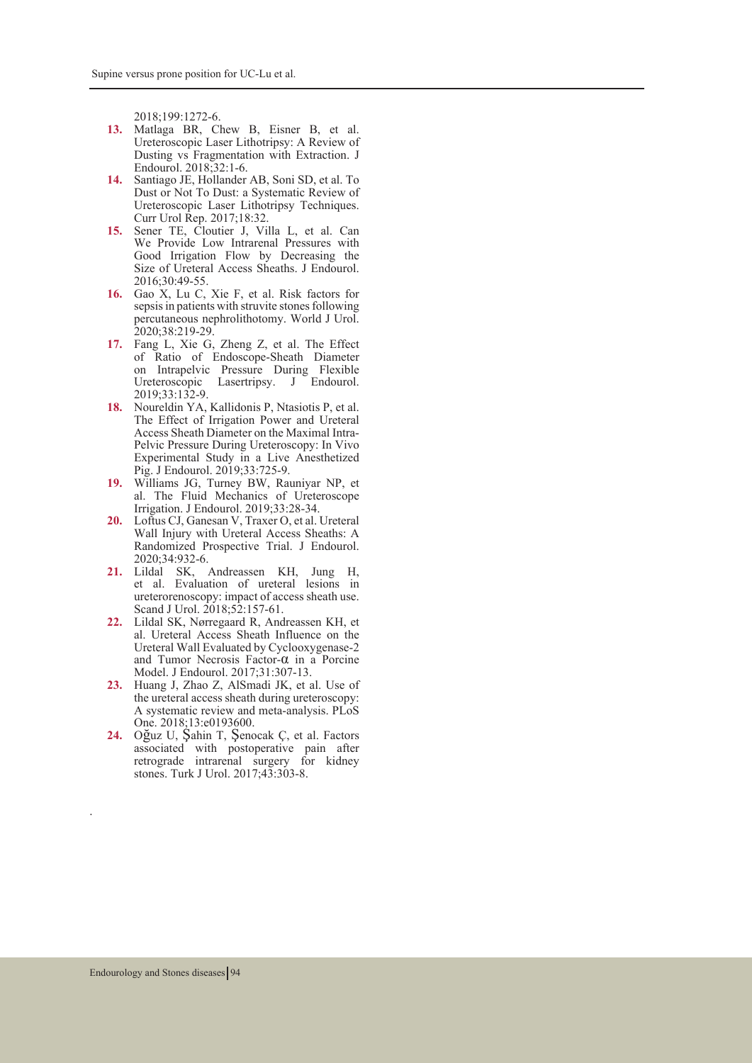2018;199:1272-6.

13. Matlaga BR, Chew B, Eisner B, et al. Ureteroscopic Laser Lithotripsy: A Review of Dusting vs Fragmentation with Extraction. J Endourol. 2018;32:1-6.
14. Santiago JE, Hollander AB, Soni SD, et al. To Dust or Not To Dust: a Systematic Review of Ureteroscopic Laser Lithotripsy Techniques. Curr Urol Rep. 2017;18:32.
15. Sener TE, Cloutier J, Villa L, et al. Can We Provide Low Intrarenal Pressures with Good Irrigation Flow by Decreasing the Size of Ureteral Access Sheaths. J Endourol. 2016;30:49-55.
16. Gao X, Lu C, Xie F, et al. Risk factors for sepsis in patients with struvite stones following percutaneous nephrolithotomy. World J Urol. 2020;38:219-29.
17. Fang L, Xie G, Zheng Z, et al. The Effect of Ratio of Endoscope-Sheath Diameter on Intrapelvic Pressure During Flexible Ureteroscopic Lasertripsy. J Endourol. 2019;33:132-9.
18. Noureldin YA, Kallidonis P, Ntasiotis P, et al. The Effect of Irrigation Power and Ureteral Access Sheath Diameter on the Maximal Intra-Pelvic Pressure During Ureteroscopy: In Vivo Experimental Study in a Live Anesthetized Pig. J Endourol. 2019;33:725-9.
19. Williams JG, Turney BW, Rauniyar NP, et al. The Fluid Mechanics of Ureteroscope Irrigation. J Endourol. 2019;33:28-34.
20. Loftus CJ, Ganesan V, Traxer O, et al. Ureteral Wall Injury with Ureteral Access Sheaths: A Randomized Prospective Trial. J Endourol. 2020;34:932-6.
21. Lildal SK, Andreassen KH, Jung H, et al. Evaluation of ureteral lesions in ureterorenoscopy: impact of access sheath use. Scand J Urol. 2018;52:157-61.
22. Lildal SK, Nørregaard R, Andreassen KH, et al. Ureteral Access Sheath Influence on the Ureteral Wall Evaluated by Cyclooxygenase-2 and Tumor Necrosis Factor-α in a Porcine Model. J Endourol. 2017;31:307-13.
23. Huang J, Zhao Z, AlSmadi JK, et al. Use of the ureteral access sheath during ureteroscopy: A systematic review and meta-analysis. PLoS One. 2018;13:e0193600.
24. Oğuz U, Şahin T, Şenocak Ç, et al. Factors associated with postoperative pain after retrograde intrarenal surgery for kidney stones. Turk J Urol. 2017;43:303-8.